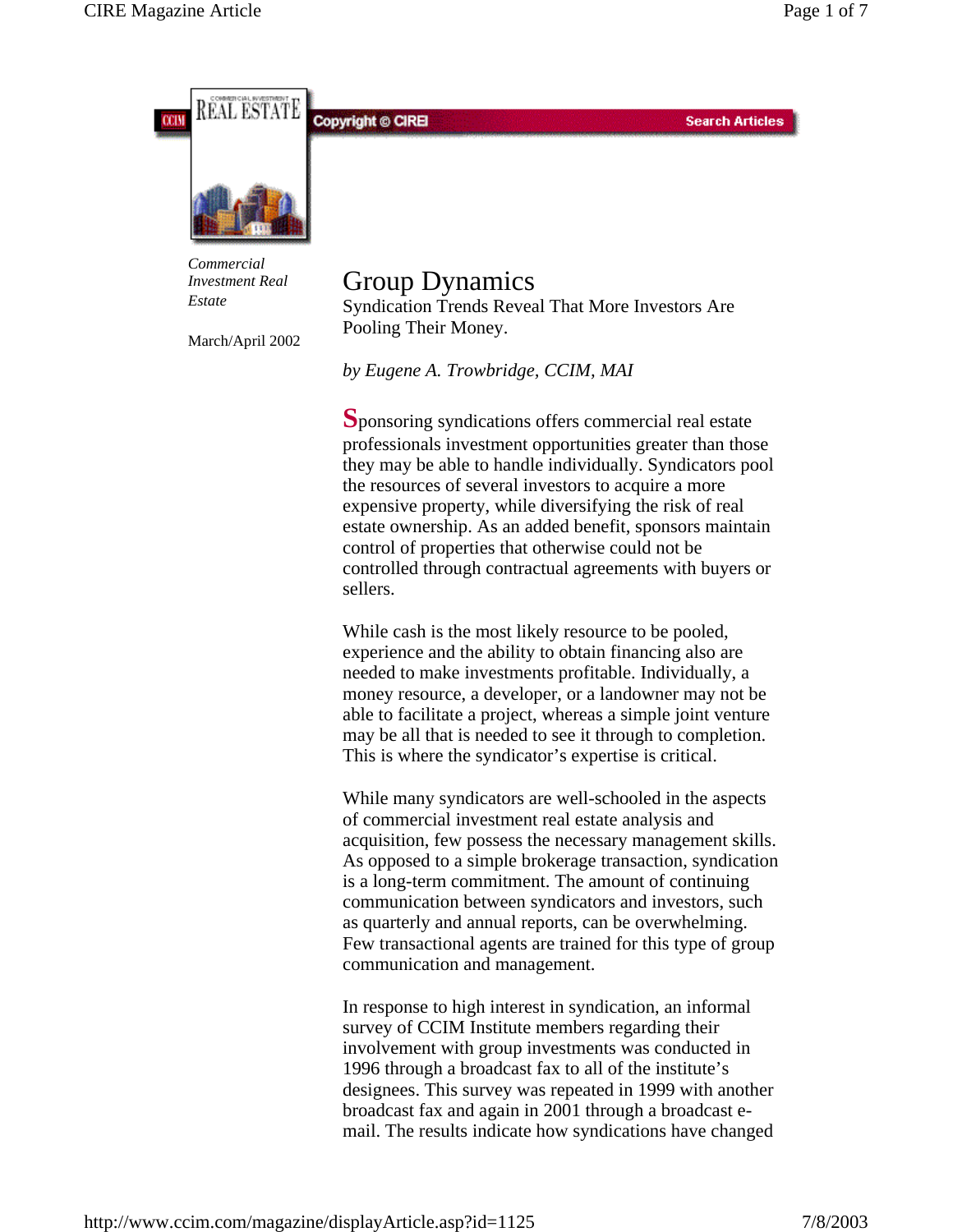Copyright © CIREI | Search Articles

*Commercial Investment Real Estate*

March/April 2002

# Group Dynamics

Syndication Trends Reveal That More Investors Are Pooling Their Money.

*by Eugene A. Trowbridge, CCIM, MAI*

Sponsoring syndications offers commercial real estate professionals investment opportunities greater than those they may be able to handle individually. Syndicators pool the resources of several investors to acquire a more expensive property, while diversifying the risk of real estate ownership. As an added benefit, sponsors maintain control of properties that otherwise could not be controlled through contractual agreements with buyers or sellers.

While cash is the most likely resource to be pooled, experience and the ability to obtain financing also are needed to make investments profitable. Individually, a money resource, a developer, or a landowner may not be able to facilitate a project, whereas a simple joint venture may be all that is needed to see it through to completion. This is where the syndicator's expertise is critical.

While many syndicators are well-schooled in the aspects of commercial investment real estate analysis and acquisition, few possess the necessary management skills. As opposed to a simple brokerage transaction, syndication is a long-term commitment. The amount of continuing communication between syndicators and investors, such as quarterly and annual reports, can be overwhelming. Few transactional agents are trained for this type of group communication and management.

In response to high interest in syndication, an informal survey of CCIM Institute members regarding their involvement with group investments was conducted in 1996 through a broadcast fax to all of the institute's designees. This survey was repeated in 1999 with another broadcast fax and again in 2001 through a broadcast e-mail. The results indicate how syndications have changed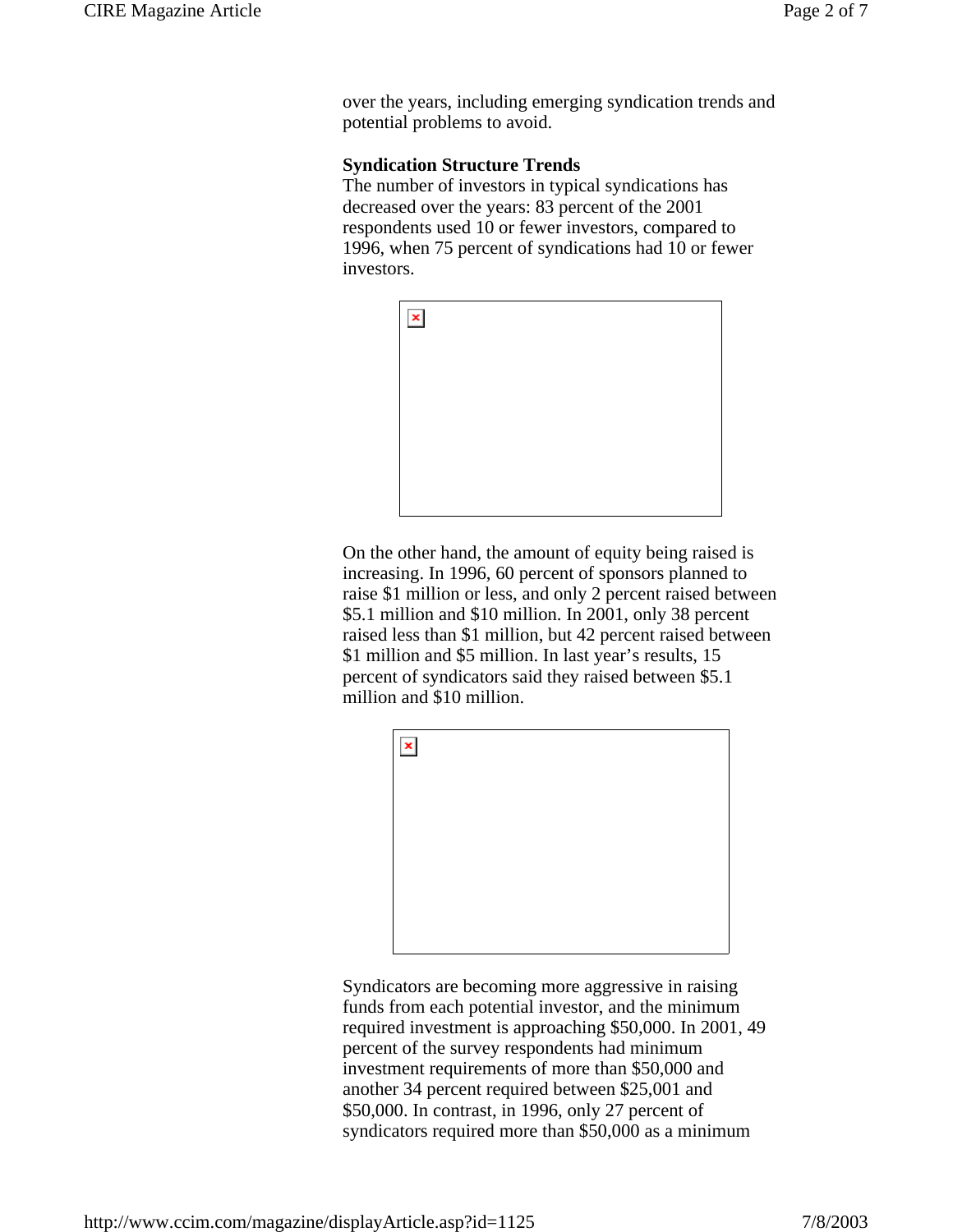over the years, including emerging syndication trends and potential problems to avoid.

**Syndication Structure Trends**

The number of investors in typical syndications has decreased over the years: 83 percent of the 2001 respondents used 10 or fewer investors, compared to 1996, when 75 percent of syndications had 10 or fewer investors.

On the other hand, the amount of equity being raised is increasing. In 1996, 60 percent of sponsors planned to raise $1 million or less, and only 2 percent raised between $5.1 million and $10 million. In 2001, only 38 percent raised less than $1 million, but 42 percent raised between $1 million and $5 million. In last year's results, 15 percent of syndicators said they raised between $5.1 million and $10 million.

Syndicators are becoming more aggressive in raising funds from each potential investor, and the minimum required investment is approaching $50,000. In 2001, 49 percent of the survey respondents had minimum investment requirements of more than $50,000 and another 34 percent required between $25,001 and $50,000. In contrast, in 1996, only 27 percent of syndicators required more than $50,000 as a minimum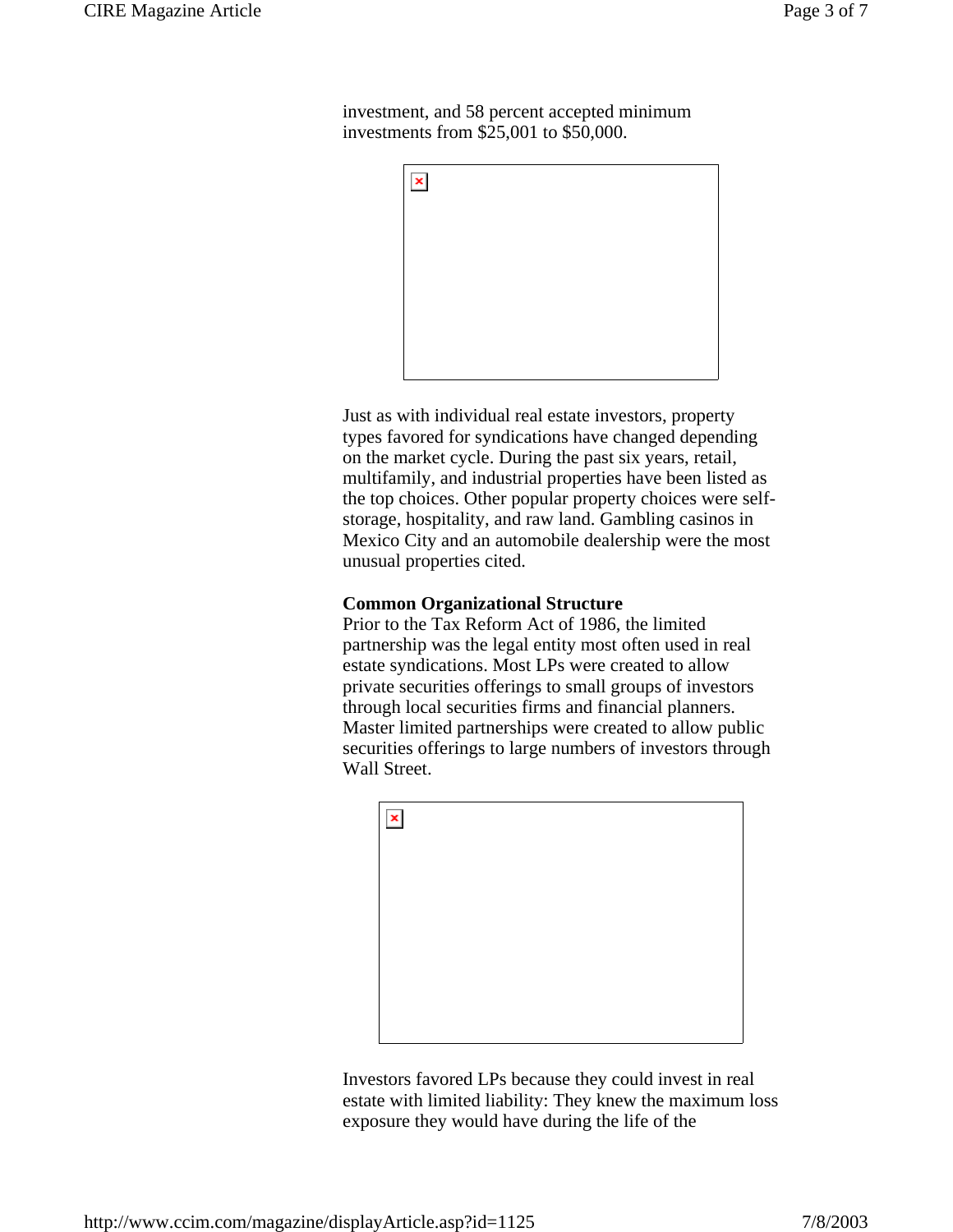investment, and 58 percent accepted minimum investments from $25,001 to $50,000.

Just as with individual real estate investors, property types favored for syndications have changed depending on the market cycle. During the past six years, retail, multifamily, and industrial properties have been listed as the top choices. Other popular property choices were self-storage, hospitality, and raw land. Gambling casinos in Mexico City and an automobile dealership were the most unusual properties cited.

**Common Organizational Structure**

Prior to the Tax Reform Act of 1986, the limited partnership was the legal entity most often used in real estate syndications. Most LPs were created to allow private securities offerings to small groups of investors through local securities firms and financial planners. Master limited partnerships were created to allow public securities offerings to large numbers of investors through Wall Street.

Investors favored LPs because they could invest in real estate with limited liability: They knew the maximum loss exposure they would have during the life of the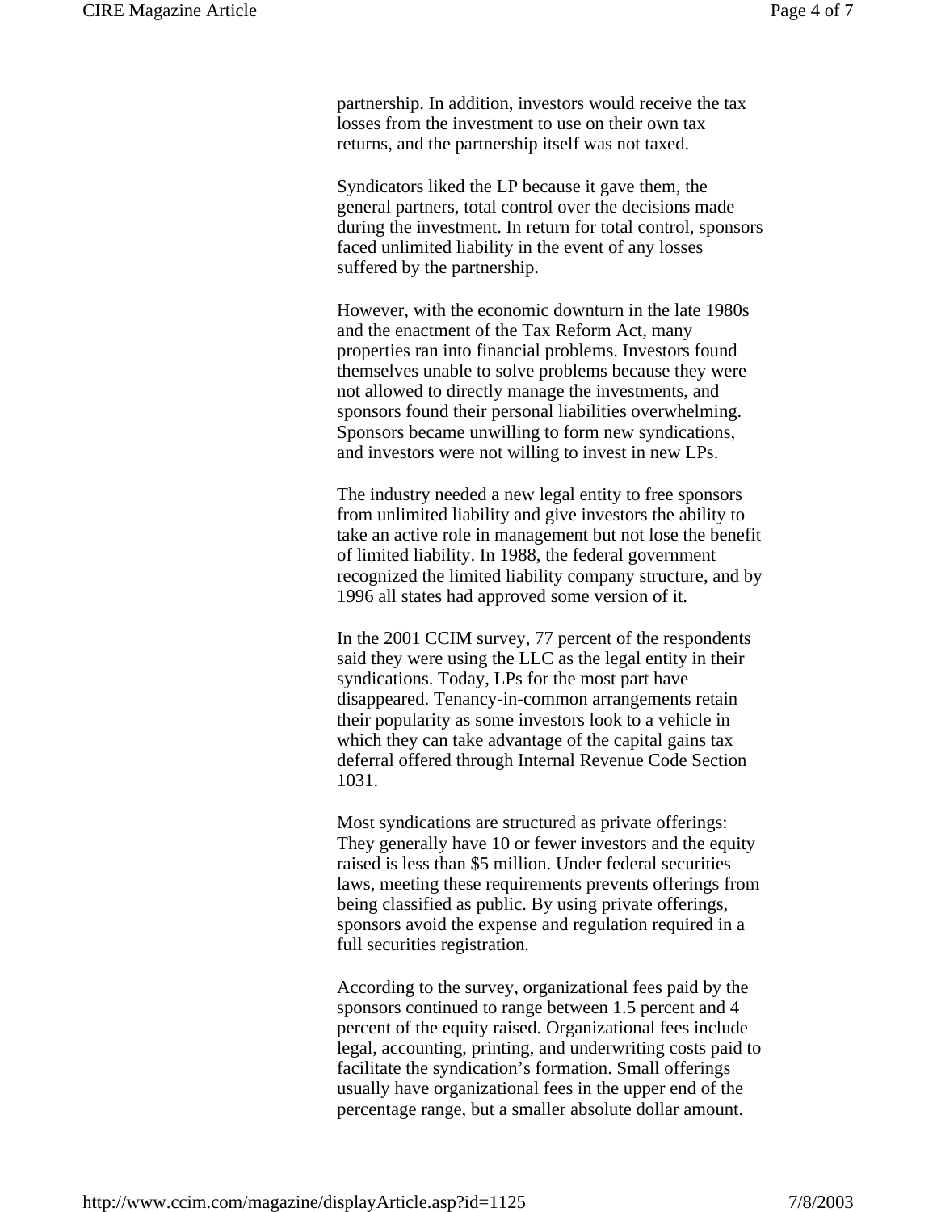partnership. In addition, investors would receive the tax losses from the investment to use on their own tax returns, and the partnership itself was not taxed.

Syndicators liked the LP because it gave them, the general partners, total control over the decisions made during the investment. In return for total control, sponsors faced unlimited liability in the event of any losses suffered by the partnership.

However, with the economic downturn in the late 1980s and the enactment of the Tax Reform Act, many properties ran into financial problems. Investors found themselves unable to solve problems because they were not allowed to directly manage the investments, and sponsors found their personal liabilities overwhelming. Sponsors became unwilling to form new syndications, and investors were not willing to invest in new LPs.

The industry needed a new legal entity to free sponsors from unlimited liability and give investors the ability to take an active role in management but not lose the benefit of limited liability. In 1988, the federal government recognized the limited liability company structure, and by 1996 all states had approved some version of it.

In the 2001 CCIM survey, 77 percent of the respondents said they were using the LLC as the legal entity in their syndications. Today, LPs for the most part have disappeared. Tenancy-in-common arrangements retain their popularity as some investors look to a vehicle in which they can take advantage of the capital gains tax deferral offered through Internal Revenue Code Section 1031.

Most syndications are structured as private offerings: They generally have 10 or fewer investors and the equity raised is less than $5 million. Under federal securities laws, meeting these requirements prevents offerings from being classified as public. By using private offerings, sponsors avoid the expense and regulation required in a full securities registration.

According to the survey, organizational fees paid by the sponsors continued to range between 1.5 percent and 4 percent of the equity raised. Organizational fees include legal, accounting, printing, and underwriting costs paid to facilitate the syndication's formation. Small offerings usually have organizational fees in the upper end of the percentage range, but a smaller absolute dollar amount.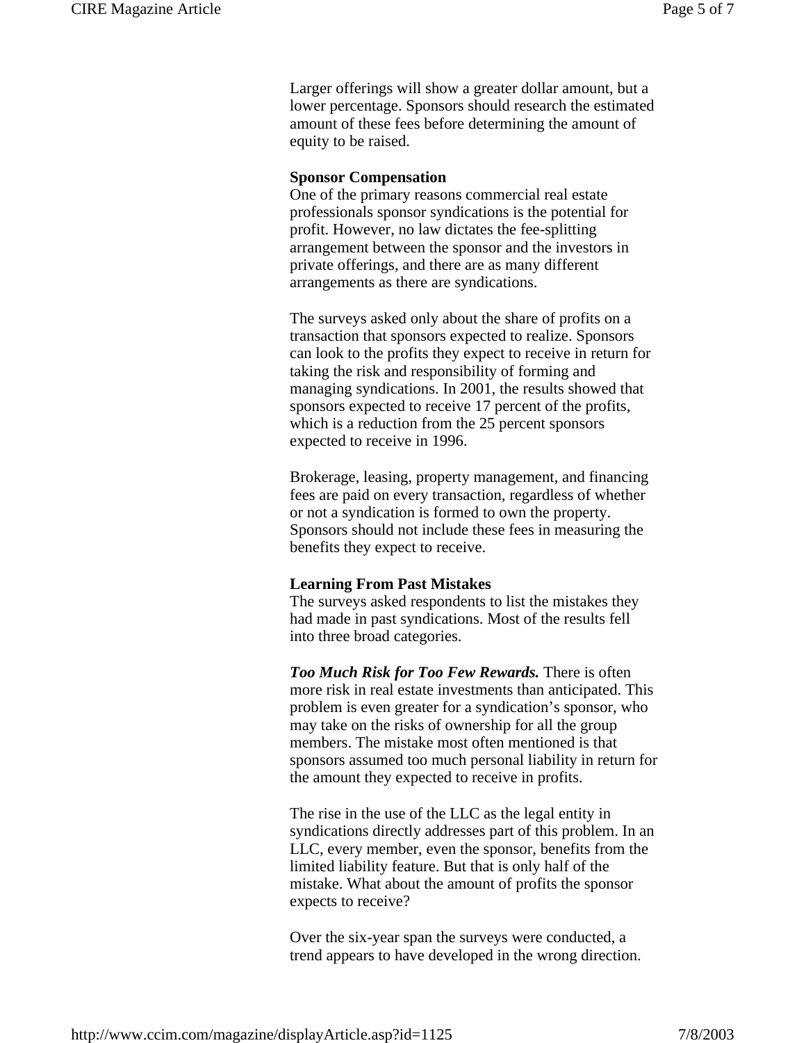Larger offerings will show a greater dollar amount, but a lower percentage. Sponsors should research the estimated amount of these fees before determining the amount of equity to be raised.

**Sponsor Compensation**

One of the primary reasons commercial real estate professionals sponsor syndications is the potential for profit. However, no law dictates the fee-splitting arrangement between the sponsor and the investors in private offerings, and there are as many different arrangements as there are syndications.

The surveys asked only about the share of profits on a transaction that sponsors expected to realize. Sponsors can look to the profits they expect to receive in return for taking the risk and responsibility of forming and managing syndications. In 2001, the results showed that sponsors expected to receive 17 percent of the profits, which is a reduction from the 25 percent sponsors expected to receive in 1996.

Brokerage, leasing, property management, and financing fees are paid on every transaction, regardless of whether or not a syndication is formed to own the property. Sponsors should not include these fees in measuring the benefits they expect to receive.

**Learning From Past Mistakes**

The surveys asked respondents to list the mistakes they had made in past syndications. Most of the results fell into three broad categories.

***Too Much Risk for Too Few Rewards.*** There is often more risk in real estate investments than anticipated. This problem is even greater for a syndication's sponsor, who may take on the risks of ownership for all the group members. The mistake most often mentioned is that sponsors assumed too much personal liability in return for the amount they expected to receive in profits.

The rise in the use of the LLC as the legal entity in syndications directly addresses part of this problem. In an LLC, every member, even the sponsor, benefits from the limited liability feature. But that is only half of the mistake. What about the amount of profits the sponsor expects to receive?

Over the six-year span the surveys were conducted, a trend appears to have developed in the wrong direction.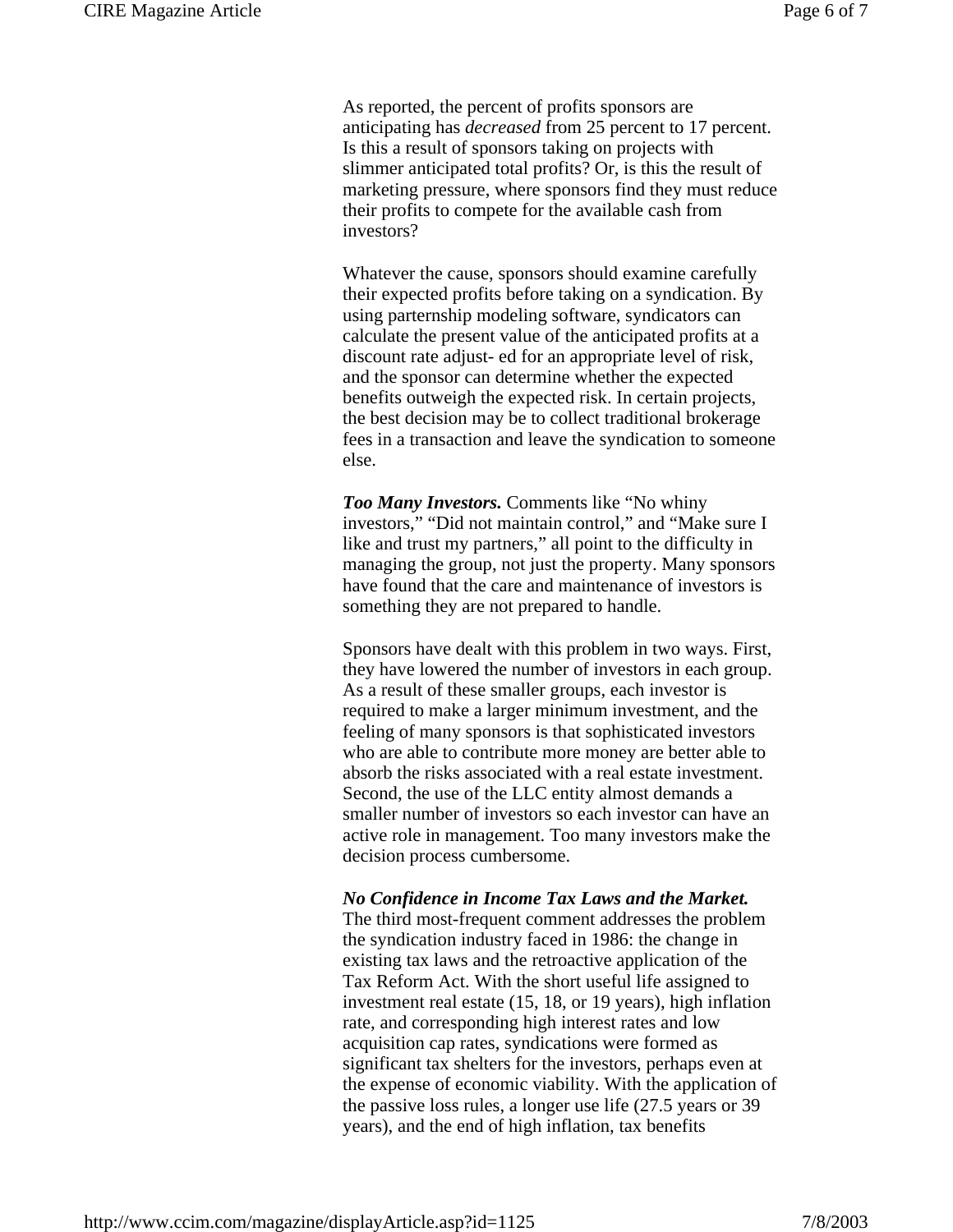As reported, the percent of profits sponsors are anticipating has *decreased* from 25 percent to 17 percent. Is this a result of sponsors taking on projects with slimmer anticipated total profits? Or, is this the result of marketing pressure, where sponsors find they must reduce their profits to compete for the available cash from investors?

Whatever the cause, sponsors should examine carefully their expected profits before taking on a syndication. By using parternship modeling software, syndicators can calculate the present value of the anticipated profits at a discount rate adjust- ed for an appropriate level of risk, and the sponsor can determine whether the expected benefits outweigh the expected risk. In certain projects, the best decision may be to collect traditional brokerage fees in a transaction and leave the syndication to someone else.

***Too Many Investors.*** Comments like "No whiny investors," "Did not maintain control," and "Make sure I like and trust my partners," all point to the difficulty in managing the group, not just the property. Many sponsors have found that the care and maintenance of investors is something they are not prepared to handle.

Sponsors have dealt with this problem in two ways. First, they have lowered the number of investors in each group. As a result of these smaller groups, each investor is required to make a larger minimum investment, and the feeling of many sponsors is that sophisticated investors who are able to contribute more money are better able to absorb the risks associated with a real estate investment. Second, the use of the LLC entity almost demands a smaller number of investors so each investor can have an active role in management. Too many investors make the decision process cumbersome.

***No Confidence in Income Tax Laws and the Market.*** The third most-frequent comment addresses the problem the syndication industry faced in 1986: the change in existing tax laws and the retroactive application of the Tax Reform Act. With the short useful life assigned to investment real estate (15, 18, or 19 years), high inflation rate, and corresponding high interest rates and low acquisition cap rates, syndications were formed as significant tax shelters for the investors, perhaps even at the expense of economic viability. With the application of the passive loss rules, a longer use life (27.5 years or 39 years), and the end of high inflation, tax benefits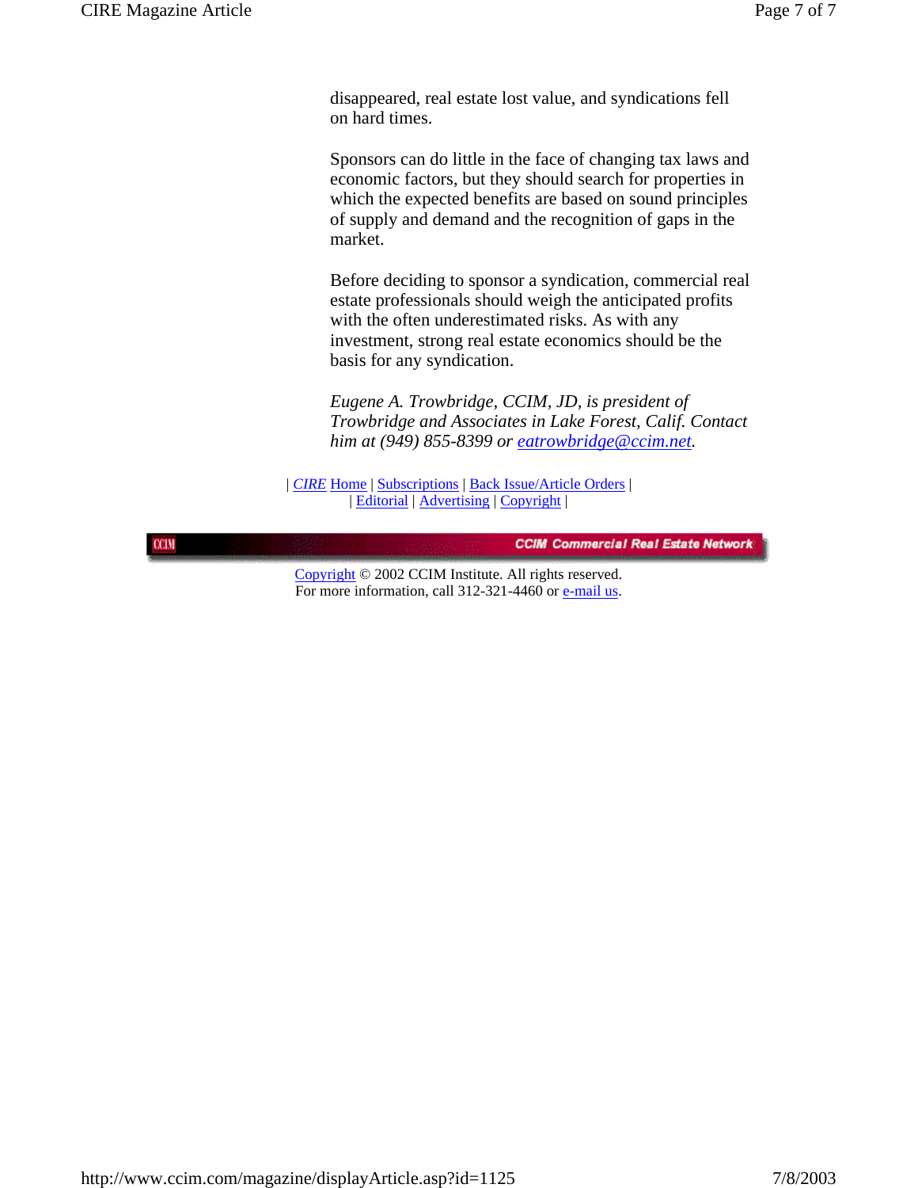disappeared, real estate lost value, and syndications fell on hard times.

Sponsors can do little in the face of changing tax laws and economic factors, but they should search for properties in which the expected benefits are based on sound principles of supply and demand and the recognition of gaps in the market.

Before deciding to sponsor a syndication, commercial real estate professionals should weigh the anticipated profits with the often underestimated risks. As with any investment, strong real estate economics should be the basis for any syndication.

*Eugene A. Trowbridge, CCIM, JD, is president of Trowbridge and Associates in Lake Forest, Calif. Contact him at (949) 855-8399 or eatrowbridge@ccim.net.*

| *CIRE* Home | Subscriptions | Back Issue/Article Orders |
| Editorial | Advertising | Copyright |

CCIM Commercial Real Estate Network

Copyright © 2002 CCIM Institute. All rights reserved.
For more information, call 312-321-4460 or e-mail us.